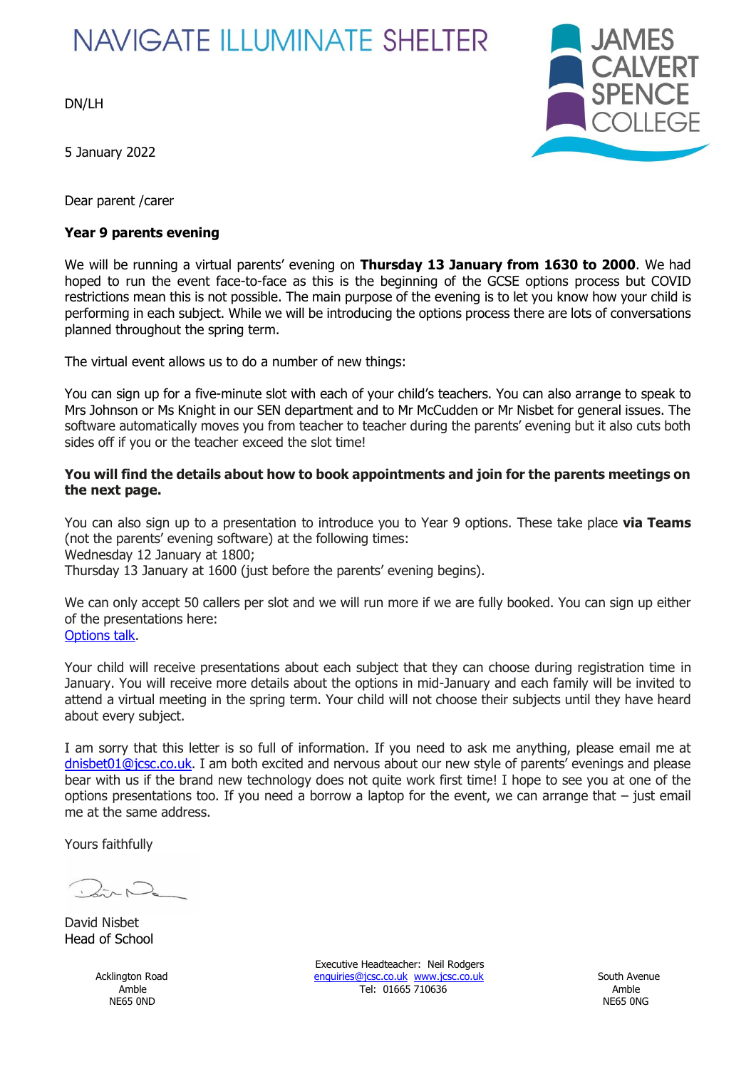NAVIGATE ILLUMINATE SHELTER

JAMES CALVERT SPENCE COLLEGE

DN/LH

5 January 2022

Dear parent /carer

**Year 9 parents evening**

We will be running a virtual parents' evening on **Thursday 13 January from 1630 to 2000**. We had hoped to run the event face-to-face as this is the beginning of the GCSE options process but COVID restrictions mean this is not possible. The main purpose of the evening is to let you know how your child is performing in each subject. While we will be introducing the options process there are lots of conversations planned throughout the spring term.

The virtual event allows us to do a number of new things:

You can sign up for a five-minute slot with each of your child's teachers. You can also arrange to speak to Mrs Johnson or Ms Knight in our SEN department and to Mr McCudden or Mr Nisbet for general issues. The software automatically moves you from teacher to teacher during the parents' evening but it also cuts both sides off if you or the teacher exceed the slot time!

**You will find the details about how to book appointments and join for the parents meetings on the next page.**

You can also sign up to a presentation to introduce you to Year 9 options. These take place **via Teams** (not the parents' evening software) at the following times:
Wednesday 12 January at 1800;
Thursday 13 January at 1600 (just before the parents' evening begins).

We can only accept 50 callers per slot and we will run more if we are fully booked. You can sign up either of the presentations here:
Options talk.

Your child will receive presentations about each subject that they can choose during registration time in January. You will receive more details about the options in mid-January and each family will be invited to attend a virtual meeting in the spring term. Your child will not choose their subjects until they have heard about every subject.

I am sorry that this letter is so full of information. If you need to ask me anything, please email me at dnisbet01@jcsc.co.uk. I am both excited and nervous about our new style of parents' evenings and please bear with us if the brand new technology does not quite work first time! I hope to see you at one of the options presentations too. If you need a borrow a laptop for the event, we can arrange that – just email me at the same address.

Yours faithfully

David Nisbet
Head of School

Acklington Road
Amble
NE65 0ND

Executive Headteacher: Neil Rodgers
enquiries@jcsc.co.uk www.jcsc.co.uk
Tel: 01665 710636

South Avenue
Amble
NE65 0NG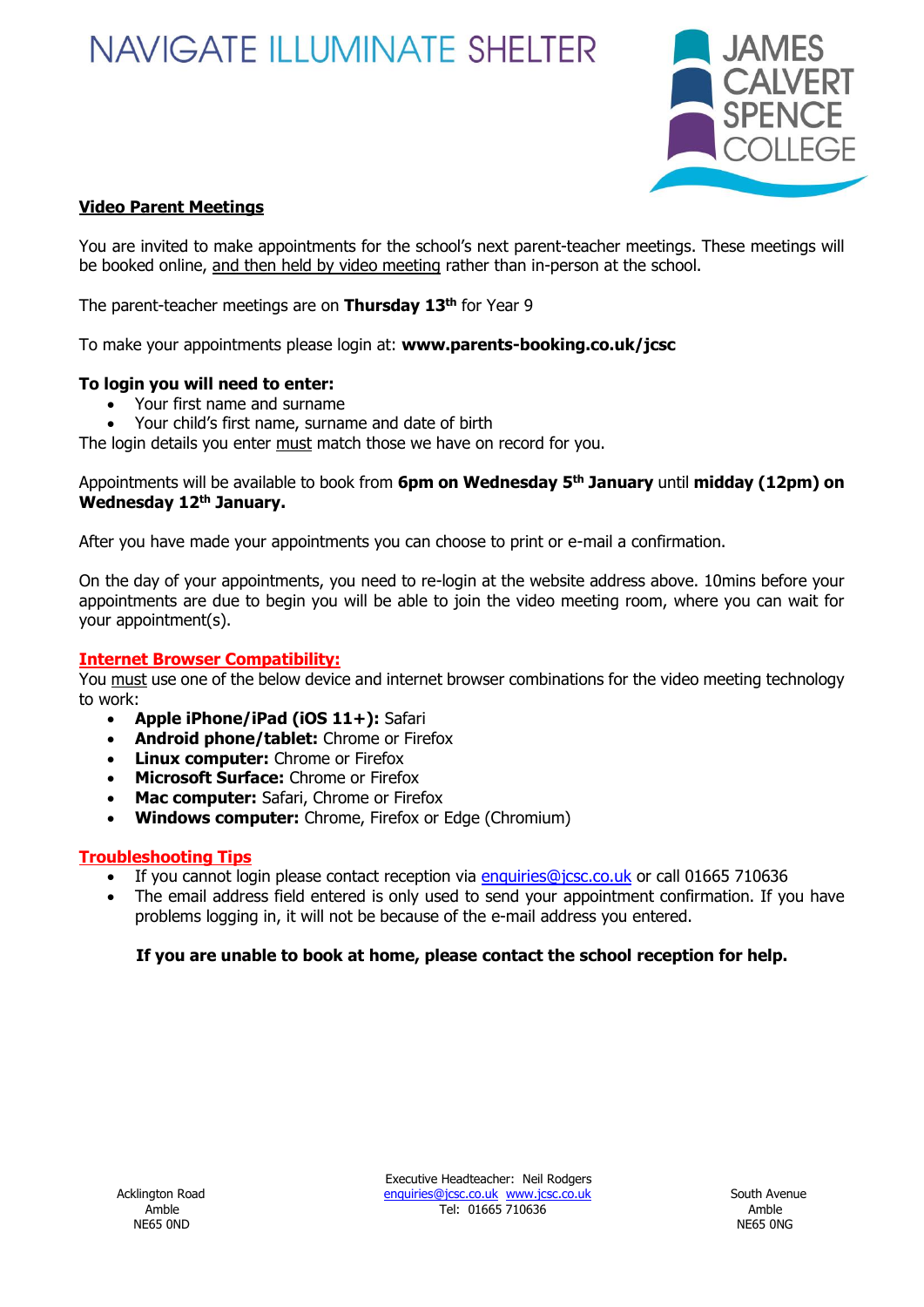NAVIGATE ILLUMINATE SHELTER

JAMES CALVERT SPENCE COLLEGE

**Video Parent Meetings**

You are invited to make appointments for the school's next parent-teacher meetings. These meetings will be booked online, and then held by video meeting rather than in-person at the school.

The parent-teacher meetings are on **Thursday 13th** for Year 9

To make your appointments please login at: **www.parents-booking.co.uk/jcsc**

**To login you will need to enter:**

- Your first name and surname
- Your child's first name, surname and date of birth

The login details you enter must match those we have on record for you.

Appointments will be available to book from **6pm on Wednesday 5th January** until **midday (12pm) on Wednesday 12th January.**

After you have made your appointments you can choose to print or e-mail a confirmation.

On the day of your appointments, you need to re-login at the website address above. 10mins before your appointments are due to begin you will be able to join the video meeting room, where you can wait for your appointment(s).

**Internet Browser Compatibility:**

You must use one of the below device and internet browser combinations for the video meeting technology to work:

- **Apple iPhone/iPad (iOS 11+):** Safari
- **Android phone/tablet:** Chrome or Firefox
- **Linux computer:** Chrome or Firefox
- **Microsoft Surface:** Chrome or Firefox
- **Mac computer:** Safari, Chrome or Firefox
- **Windows computer:** Chrome, Firefox or Edge (Chromium)

**Troubleshooting Tips**

- If you cannot login please contact reception via enquiries@jcsc.co.uk or call 01665 710636
- The email address field entered is only used to send your appointment confirmation. If you have problems logging in, it will not be because of the e-mail address you entered.

**If you are unable to book at home, please contact the school reception for help.**

Acklington Road
Amble
NE65 0ND

Executive Headteacher: Neil Rodgers
enquiries@jcsc.co.uk www.jcsc.co.uk
Tel: 01665 710636

South Avenue
Amble
NE65 0NG